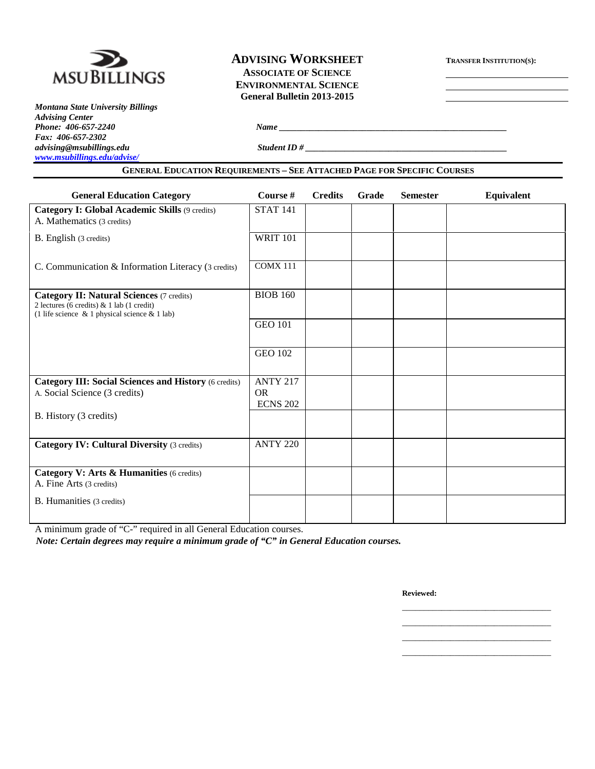MSU BILLINGS

# ADVISING WORKSHEET

**ASSOCIATE OF SCIENCE**
**ENVIRONMENTAL SCIENCE**
**General Bulletin 2013-2015**

**TRANSFER INSTITUTION(S):**

___________________________
___________________________
___________________________

***Montana State University Billings***
***Advising Center***
***Phone: 406-657-2240***
***Fax: 406-657-2302***
***advising@msubillings.edu***
***www.msubillings.edu/advise/***

***Name*** ______________________________________________________

***Student ID #*** ______________________________________________

## GENERAL EDUCATION REQUIREMENTS – SEE ATTACHED PAGE FOR SPECIFIC COURSES

| General Education Category | Course # | Credits | Grade | Semester | Equivalent |
|---|---|---|---|---|---|
| **Category I: Global Academic Skills** (9 credits)<br>A. Mathematics (3 credits) | STAT 141 | | | | |
| B. English (3 credits) | WRIT 101 | | | | |
| C. Communication & Information Literacy (3 credits) | COMX 111 | | | | |
| **Category II: Natural Sciences** (7 credits)<br>2 lectures (6 credits) & 1 lab (1 credit)<br>(1 life science & 1 physical science & 1 lab) | BIOB 160 | | | | |
| | GEO 101 | | | | |
| | GEO 102 | | | | |
| **Category III: Social Sciences and History** (6 credits)<br>A. Social Science (3 credits) | ANTY 217<br>OR<br>ECNS 202 | | | | |
| B. History (3 credits) | | | | | |
| **Category IV: Cultural Diversity** (3 credits) | ANTY 220 | | | | |
| **Category V: Arts & Humanities** (6 credits)<br>A. Fine Arts (3 credits) | | | | | |
| B. Humanities (3 credits) | | | | | |

A minimum grade of "C-" required in all General Education courses.

***Note: Certain degrees may require a minimum grade of "C" in General Education courses.***

**Reviewed:**

_________________________________
_________________________________
_________________________________
_________________________________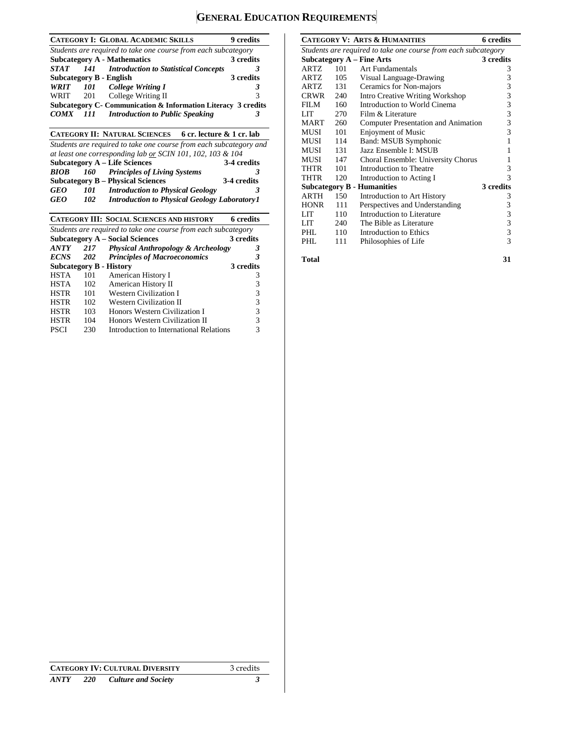# General Education Requirements

| **Category I: Global Academic Skills** | | | **9 credits** |
|---|---|---|---|
| *Students are required to take one course from each subcategory* | | | |
| **Subcategory A - Mathematics** | | | **3 credits** |
| ***STAT*** | ***141*** | ***Introduction to Statistical Concepts*** | ***3*** |
| **Subcategory B - English** | | | **3 credits** |
| ***WRIT*** | ***101*** | ***College Writing I*** | ***3*** |
| WRIT | 201 | College Writing II | 3 |
| **Subcategory C- Communication & Information Literacy** | | | **3 credits** |
| ***COMX*** | ***111*** | ***Introduction to Public Speaking*** | ***3*** |

| **Category II: Natural Sciences** | | | **6 cr. lecture & 1 cr. lab** |
|---|---|---|---|
| *Students are required to take one course from each subcategory and at least one corresponding lab or SCIN 101, 102, 103 & 104* | | | |
| **Subcategory A – Life Sciences** | | | **3-4 credits** |
| ***BIOB*** | ***160*** | ***Principles of Living Systems*** | ***3*** |
| **Subcategory B – Physical Sciences** | | | **3-4 credits** |
| ***GEO*** | ***101*** | ***Introduction to Physical Geology*** | ***3*** |
| ***GEO*** | ***102*** | ***Introduction to Physical Geology Laboratory*** | ***1*** |

| **Category III: Social Sciences and History** | | | **6 credits** |
|---|---|---|---|
| *Students are required to take one course from each subcategory* | | | |
| **Subcategory A – Social Sciences** | | | **3 credits** |
| ***ANTY*** | ***217*** | ***Physical Anthropology & Archeology*** | ***3*** |
| ***ECNS*** | ***202*** | ***Principles of Macroeconomics*** | ***3*** |
| **Subcategory B - History** | | | **3 credits** |
| HSTA | 101 | American History I | 3 |
| HSTA | 102 | American History II | 3 |
| HSTR | 101 | Western Civilization I | 3 |
| HSTR | 102 | Western Civilization II | 3 |
| HSTR | 103 | Honors Western Civilization I | 3 |
| HSTR | 104 | Honors Western Civilization II | 3 |
| PSCI | 230 | Introduction to International Relations | 3 |

| **Category IV: Cultural Diversity** | | | 3 credits |
|---|---|---|---|
| ***ANTY*** | ***220*** | ***Culture and Society*** | ***3*** |

| **Category V: Arts & Humanities** | | | **6 credits** |
|---|---|---|---|
| *Students are required to take one course from each subcategory* | | | |
| **Subcategory A – Fine Arts** | | | **3 credits** |
| ARTZ | 101 | Art Fundamentals | 3 |
| ARTZ | 105 | Visual Language-Drawing | 3 |
| ARTZ | 131 | Ceramics for Non-majors | 3 |
| CRWR | 240 | Intro Creative Writing Workshop | 3 |
| FILM | 160 | Introduction to World Cinema | 3 |
| LIT | 270 | Film & Literature | 3 |
| MART | 260 | Computer Presentation and Animation | 3 |
| MUSI | 101 | Enjoyment of Music | 3 |
| MUSI | 114 | Band: MSUB Symphonic | 1 |
| MUSI | 131 | Jazz Ensemble I: MSUB | 1 |
| MUSI | 147 | Choral Ensemble: University Chorus | 1 |
| THTR | 101 | Introduction to Theatre | 3 |
| THTR | 120 | Introduction to Acting I | 3 |
| **Subcategory B - Humanities** | | | **3 credits** |
| ARTH | 150 | Introduction to Art History | 3 |
| HONR | 111 | Perspectives and Understanding | 3 |
| LIT | 110 | Introduction to Literature | 3 |
| LIT | 240 | The Bible as Literature | 3 |
| PHL | 110 | Introduction to Ethics | 3 |
| PHL | 111 | Philosophies of Life | 3 |

**Total** **31**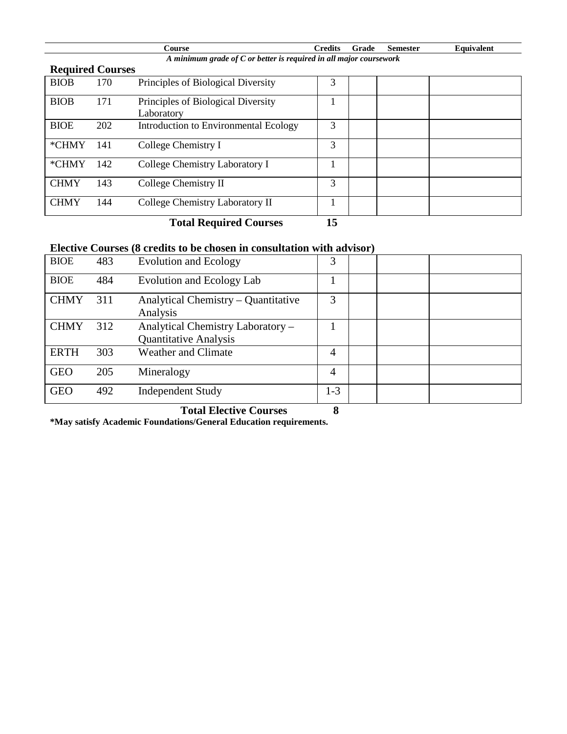| Course | | | Credits | Grade | Semester | Equivalent |
|---|---|---|---|---|---|---|

*A minimum grade of C or better is required in all major coursework*

**Required Courses**

| | | Course | Credits | Grade | Semester | Equivalent |
|---|---|---|---|---|---|---|
| BIOB | 170 | Principles of Biological Diversity | 3 | | | |
| BIOB | 171 | Principles of Biological Diversity Laboratory | 1 | | | |
| BIOE | 202 | Introduction to Environmental Ecology | 3 | | | |
| *CHMY | 141 | College Chemistry I | 3 | | | |
| *CHMY | 142 | College Chemistry Laboratory I | 1 | | | |
| CHMY | 143 | College Chemistry II | 3 | | | |
| CHMY | 144 | College Chemistry Laboratory II | 1 | | | |
| | | **Total Required Courses** | **15** | | | |

**Elective Courses (8 credits to be chosen in consultation with advisor)**

| | | Course | Credits | Grade | Semester | Equivalent |
|---|---|---|---|---|---|---|
| BIOE | 483 | Evolution and Ecology | 3 | | | |
| BIOE | 484 | Evolution and Ecology Lab | 1 | | | |
| CHMY | 311 | Analytical Chemistry – Quantitative Analysis | 3 | | | |
| CHMY | 312 | Analytical Chemistry Laboratory – Quantitative Analysis | 1 | | | |
| ERTH | 303 | Weather and Climate | 4 | | | |
| GEO | 205 | Mineralogy | 4 | | | |
| GEO | 492 | Independent Study | 1-3 | | | |
| | | **Total Elective Courses** | **8** | | | |

**\*May satisfy Academic Foundations/General Education requirements.**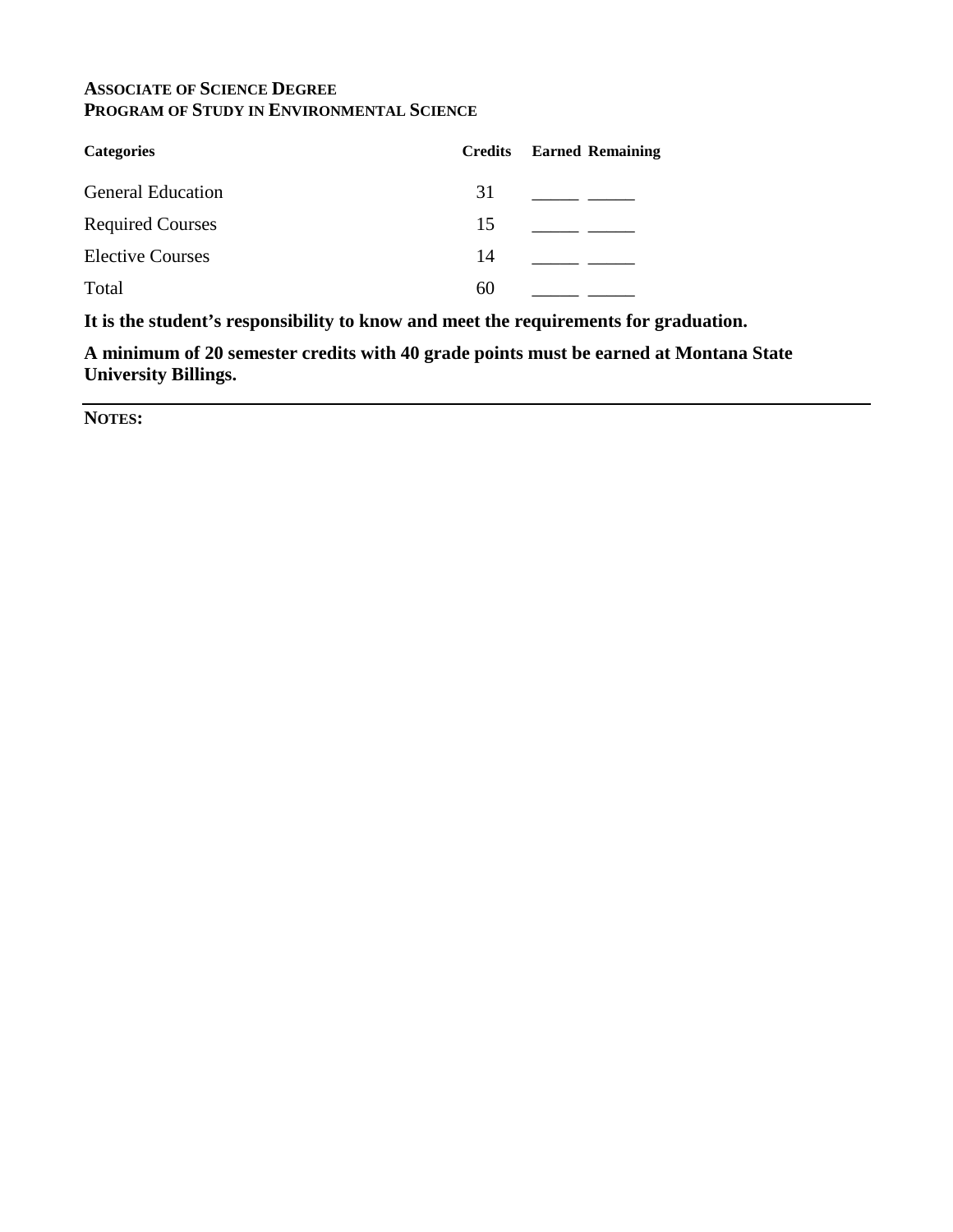**ASSOCIATE OF SCIENCE DEGREE**
**PROGRAM OF STUDY IN ENVIRONMENTAL SCIENCE**

| Categories | Credits | Earned | Remaining |
|---|---|---|---|
| General Education | 31 | _____ | _____ |
| Required Courses | 15 | _____ | _____ |
| Elective Courses | 14 | _____ | _____ |
| Total | 60 | _____ | _____ |

**It is the student's responsibility to know and meet the requirements for graduation.**

**A minimum of 20 semester credits with 40 grade points must be earned at Montana State University Billings.**

---

**NOTES:**